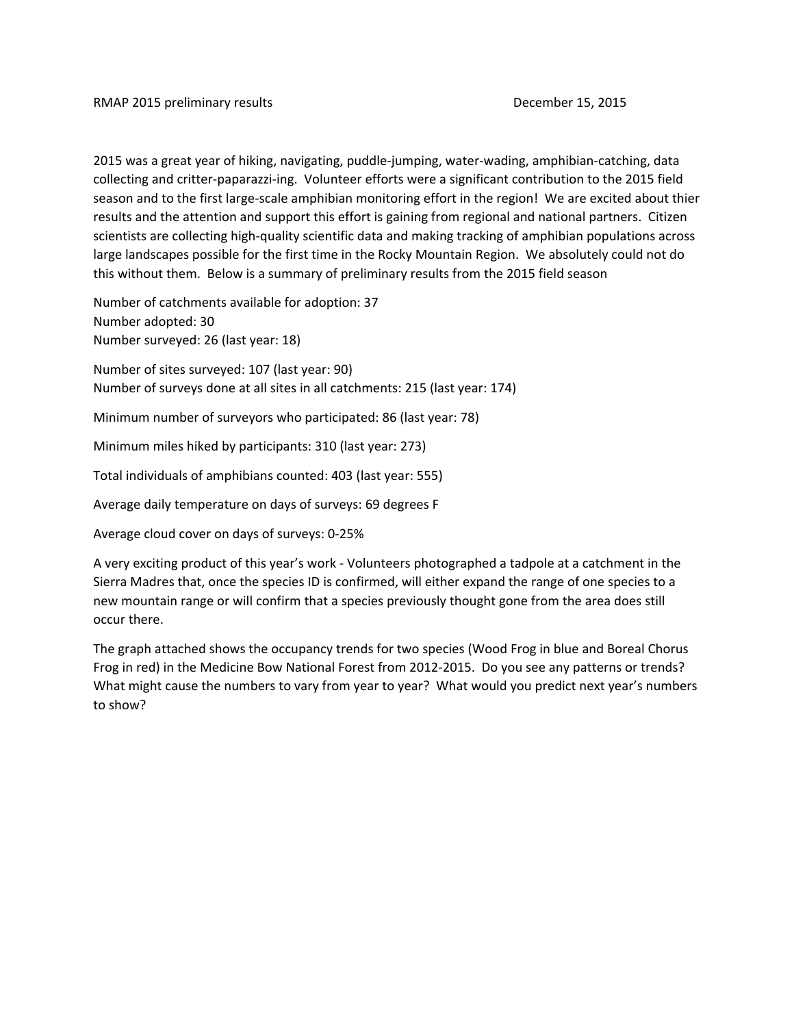RMAP 2015 preliminary results                                        December 15, 2015

2015 was a great year of hiking, navigating, puddle-jumping, water-wading, amphibian-catching, data collecting and critter-paparazzi-ing. Volunteer efforts were a significant contribution to the 2015 field season and to the first large-scale amphibian monitoring effort in the region! We are excited about thier results and the attention and support this effort is gaining from regional and national partners. Citizen scientists are collecting high-quality scientific data and making tracking of amphibian populations across large landscapes possible for the first time in the Rocky Mountain Region. We absolutely could not do this without them. Below is a summary of preliminary results from the 2015 field season

Number of catchments available for adoption: 37
Number adopted: 30
Number surveyed: 26 (last year: 18)

Number of sites surveyed: 107 (last year: 90)
Number of surveys done at all sites in all catchments: 215 (last year: 174)

Minimum number of surveyors who participated: 86 (last year: 78)

Minimum miles hiked by participants: 310 (last year: 273)

Total individuals of amphibians counted: 403 (last year: 555)

Average daily temperature on days of surveys: 69 degrees F

Average cloud cover on days of surveys: 0-25%

A very exciting product of this year's work - Volunteers photographed a tadpole at a catchment in the Sierra Madres that, once the species ID is confirmed, will either expand the range of one species to a new mountain range or will confirm that a species previously thought gone from the area does still occur there.

The graph attached shows the occupancy trends for two species (Wood Frog in blue and Boreal Chorus Frog in red) in the Medicine Bow National Forest from 2012-2015. Do you see any patterns or trends? What might cause the numbers to vary from year to year? What would you predict next year's numbers to show?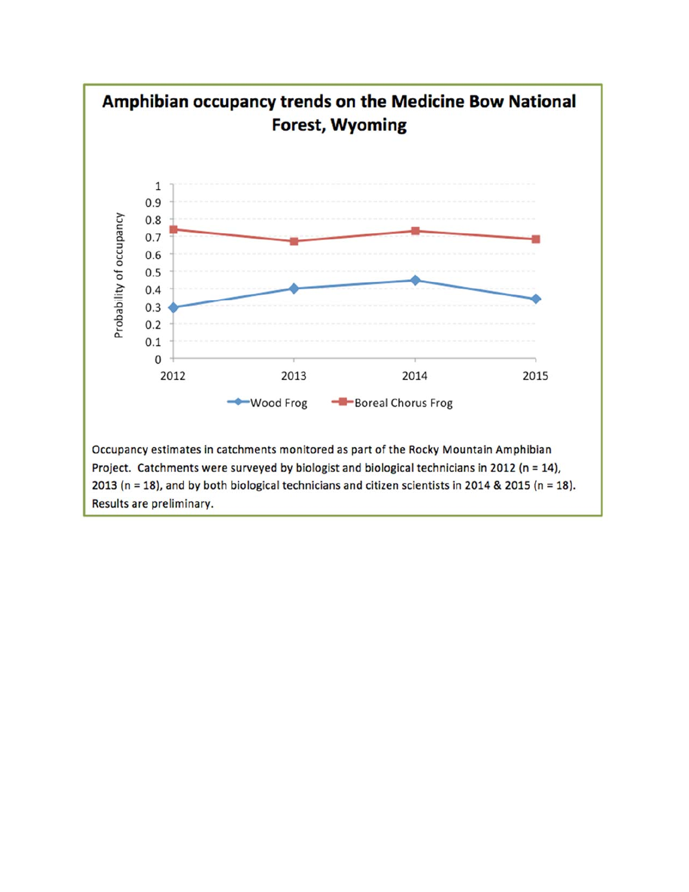## Amphibian occupancy trends on the Medicine Bow National Forest, Wyoming

Probability of occupancy

1
0.9
0.8
0.7
0.6
0.5
0.4
0.3
0.2
0.1
0

2012
2013
2014
2015

Wood Frog
Boreal Chorus Frog

Occupancy estimates in catchments monitored as part of the Rocky Mountain Amphibian Project. Catchments were surveyed by biologist and biological technicians in 2012 (n = 14), 2013 (n = 18), and by both biological technicians and citizen scientists in 2014 & 2015 (n = 18). Results are preliminary.